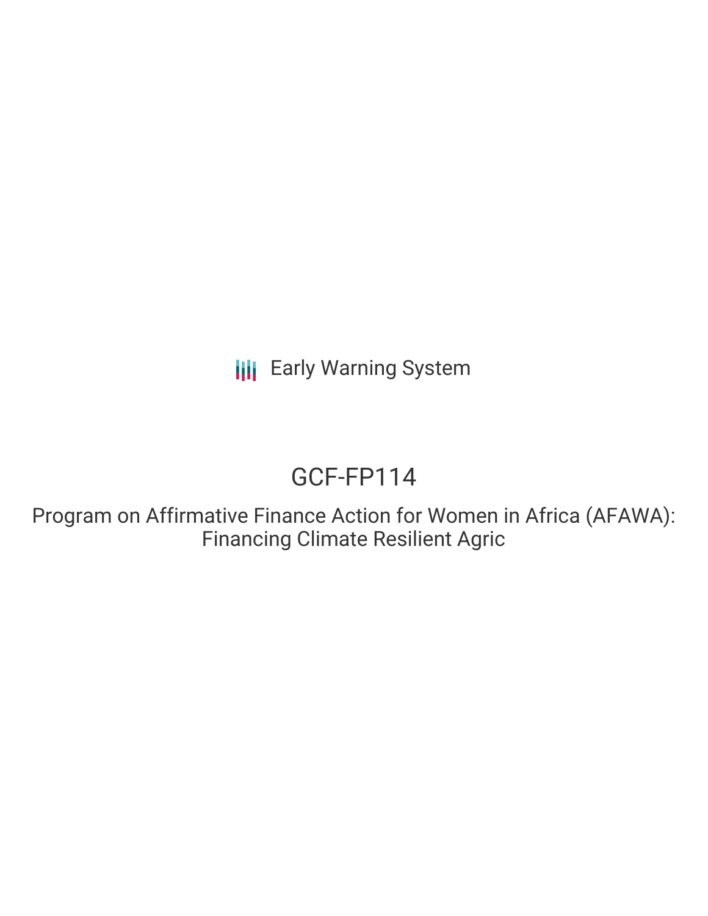Early Warning System

# GCF-FP114

## Program on Affirmative Finance Action for Women in Africa (AFAWA): Financing Climate Resilient Agric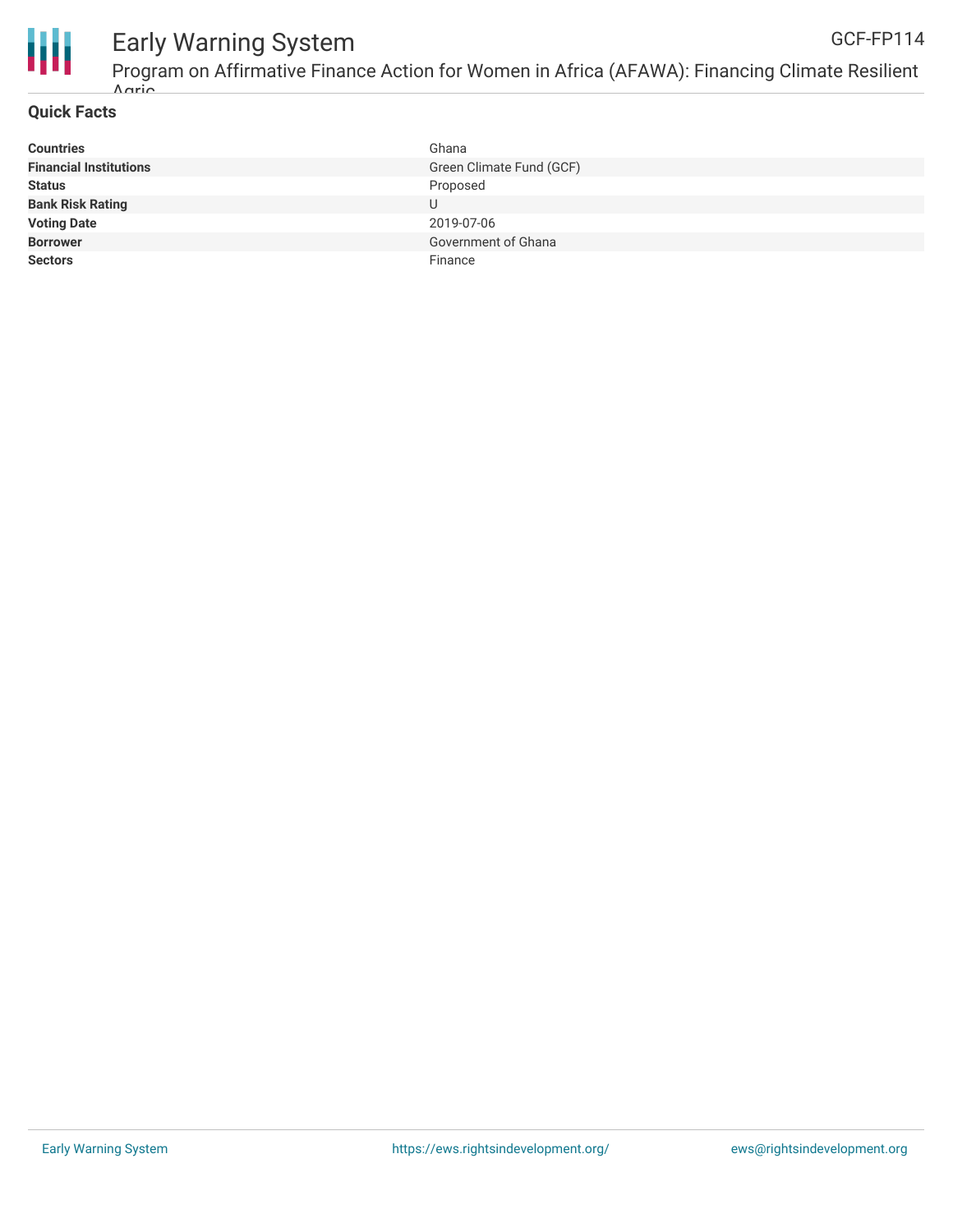## Quick Facts

| | |
|---|---|
| **Countries** | Ghana |
| **Financial Institutions** | Green Climate Fund (GCF) |
| **Status** | Proposed |
| **Bank Risk Rating** | U |
| **Voting Date** | 2019-07-06 |
| **Borrower** | Government of Ghana |
| **Sectors** | Finance |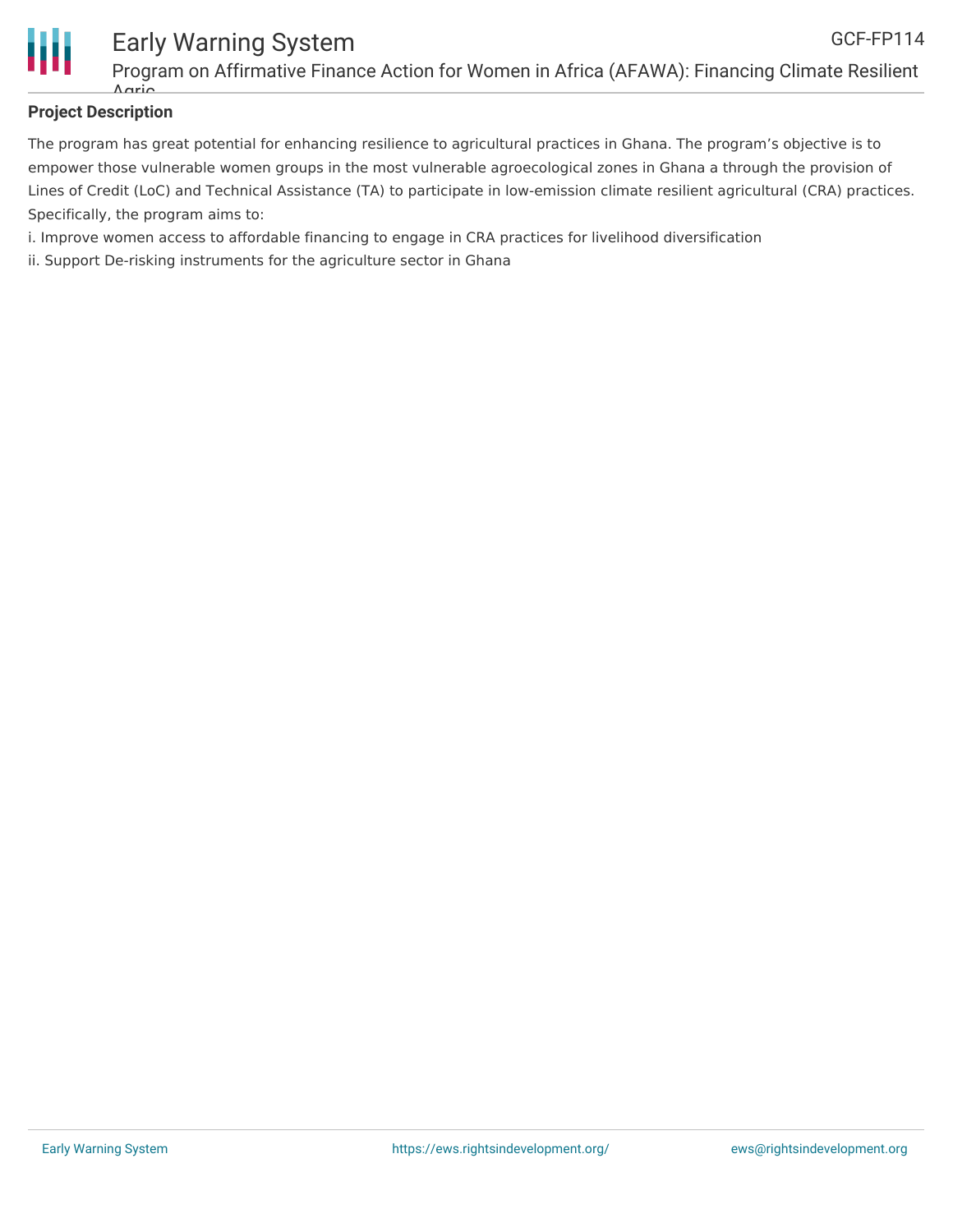**Project Description**

The program has great potential for enhancing resilience to agricultural practices in Ghana. The program's objective is to empower those vulnerable women groups in the most vulnerable agroecological zones in Ghana a through the provision of Lines of Credit (LoC) and Technical Assistance (TA) to participate in low-emission climate resilient agricultural (CRA) practices. Specifically, the program aims to:

i. Improve women access to affordable financing to engage in CRA practices for livelihood diversification

ii. Support De-risking instruments for the agriculture sector in Ghana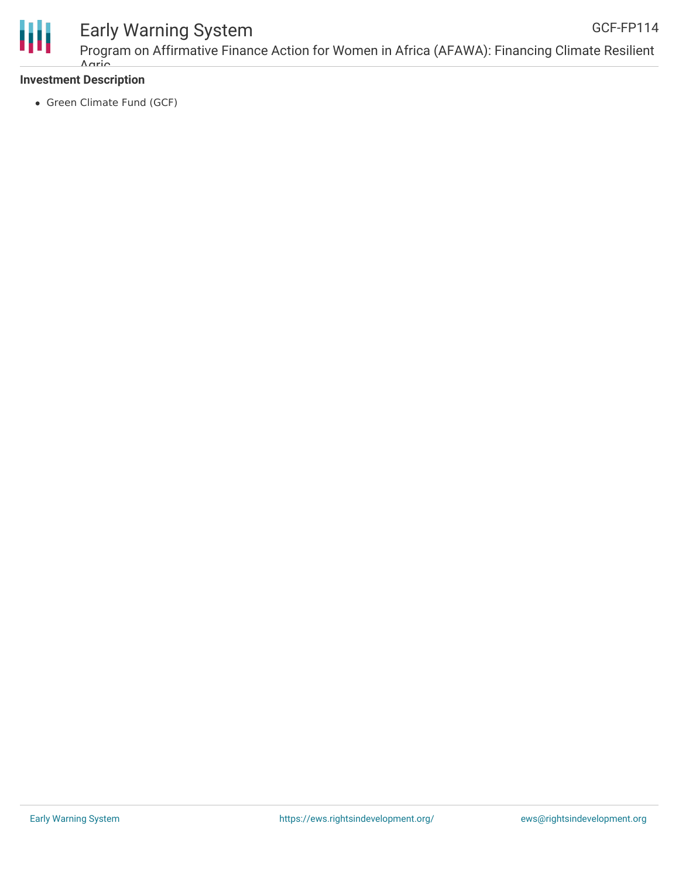**Investment Description**

- Green Climate Fund (GCF)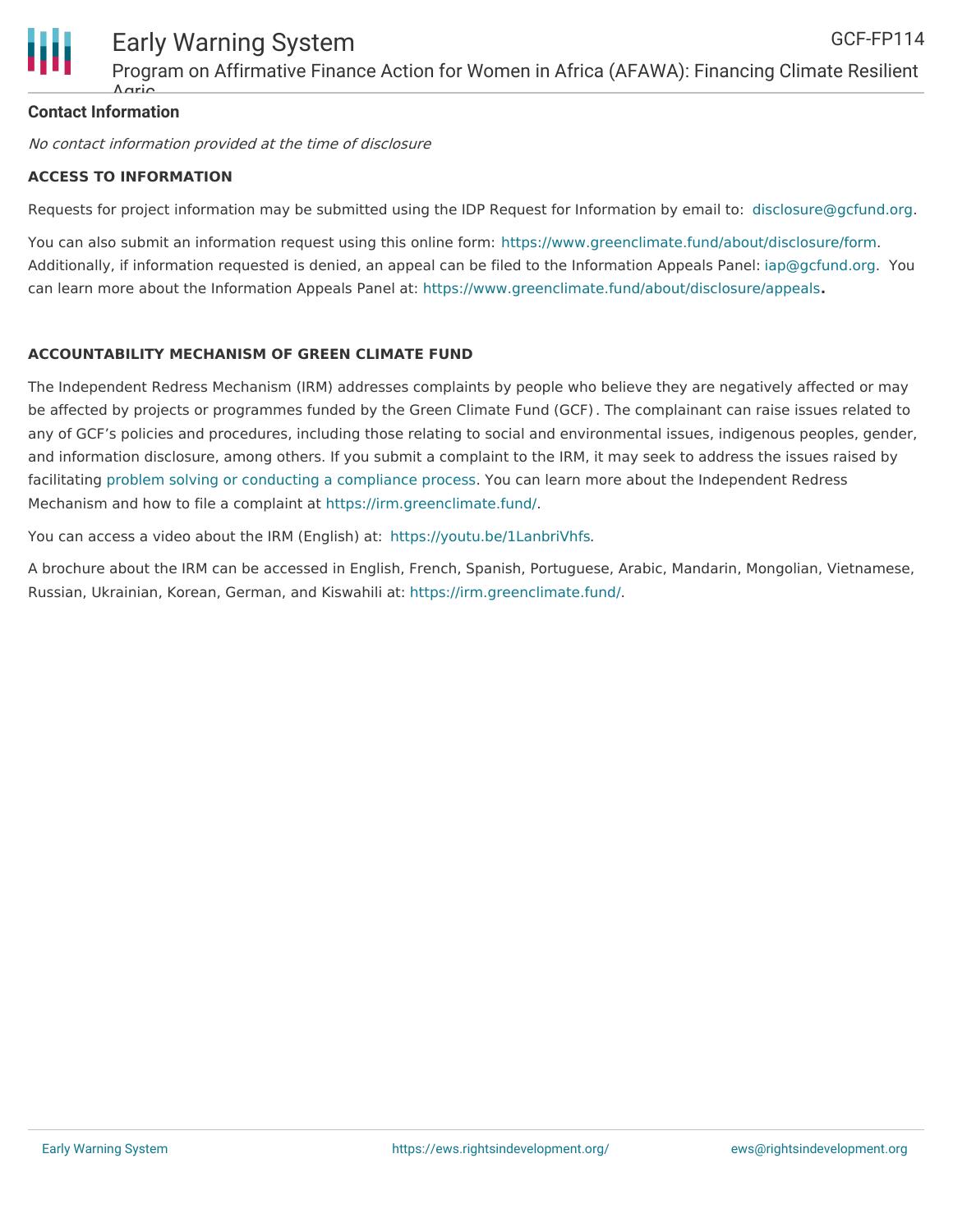**Contact Information**

*No contact information provided at the time of disclosure*

**ACCESS TO INFORMATION**

Requests for project information may be submitted using the IDP Request for Information by email to: disclosure@gcfund.org.

You can also submit an information request using this online form: https://www.greenclimate.fund/about/disclosure/form. Additionally, if information requested is denied, an appeal can be filed to the Information Appeals Panel: iap@gcfund.org. You can learn more about the Information Appeals Panel at: https://www.greenclimate.fund/about/disclosure/appeals.

**ACCOUNTABILITY MECHANISM OF GREEN CLIMATE FUND**

The Independent Redress Mechanism (IRM) addresses complaints by people who believe they are negatively affected or may be affected by projects or programmes funded by the Green Climate Fund (GCF). The complainant can raise issues related to any of GCF's policies and procedures, including those relating to social and environmental issues, indigenous peoples, gender, and information disclosure, among others. If you submit a complaint to the IRM, it may seek to address the issues raised by facilitating problem solving or conducting a compliance process. You can learn more about the Independent Redress Mechanism and how to file a complaint at https://irm.greenclimate.fund/.

You can access a video about the IRM (English) at: https://youtu.be/1LanbriVhfs.

A brochure about the IRM can be accessed in English, French, Spanish, Portuguese, Arabic, Mandarin, Mongolian, Vietnamese, Russian, Ukrainian, Korean, German, and Kiswahili at: https://irm.greenclimate.fund/.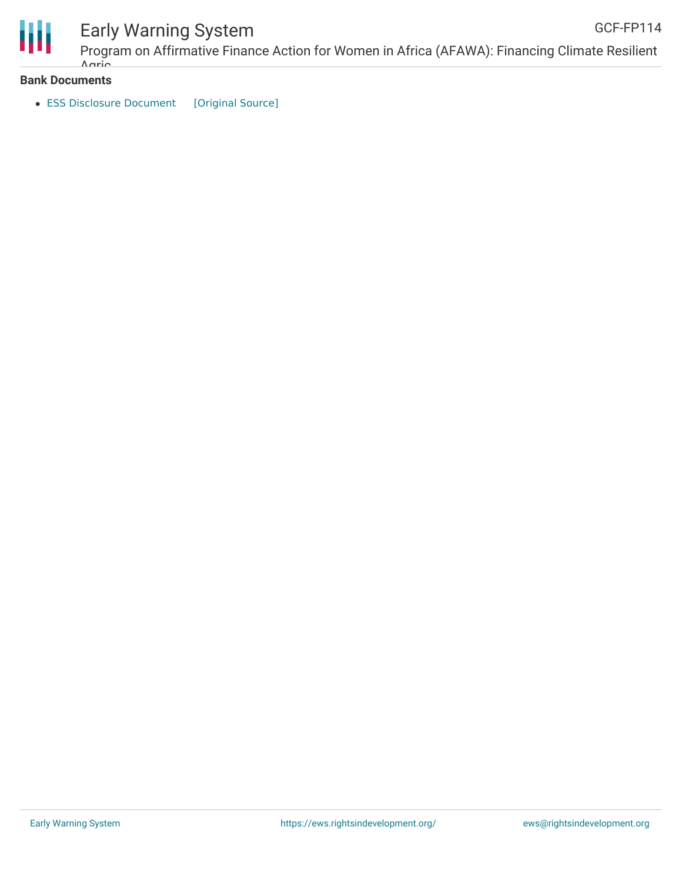**Bank Documents**

- ESS Disclosure Document [Original Source]